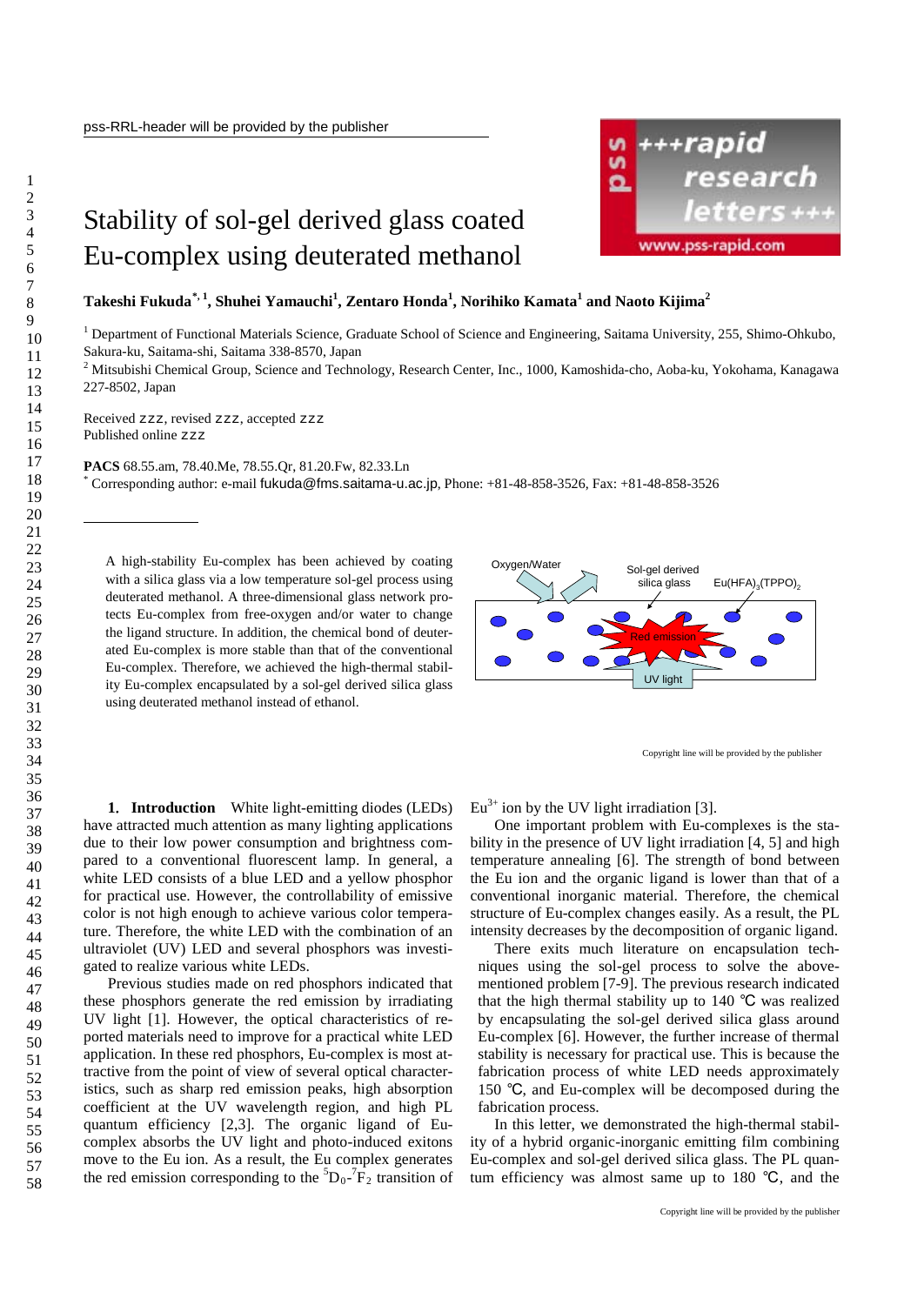# Stability of sol-gel derived glass coated Eu-complex using deuterated methanol

**Takeshi Fukuda*[, 1], Shuhei Yamauchi[1], Zentaro Honda[1], Norihiko Kamata[1] and Naoto Kijima[2]**

[1] Department of Functional Materials Science, Graduate School of Science and Engineering, Saitama University, 255, Shimo-Ohkubo, Sakura-ku, Saitama-shi, Saitama 338-8570, Japan

[2] Mitsubishi Chemical Group, Science and Technology, Research Center, Inc., 1000, Kamoshida-cho, Aoba-ku, Yokohama, Kanagawa 227-8502, Japan

Received zzz, revised zzz, accepted zzz
Published online zzz

**PACS** 68.55.am, 78.40.Me, 78.55.Qr, 81.20.Fw, 82.33.Ln

* Corresponding author: e-mail fukuda@fms.saitama-u.ac.jp, Phone: +81-48-858-3526, Fax: +81-48-858-3526

A high-stability Eu-complex has been achieved by coating with a silica glass via a low temperature sol-gel process using deuterated methanol. A three-dimensional glass network protects Eu-complex from free-oxygen and/or water to change the ligand structure. In addition, the chemical bond of deuterated Eu-complex is more stable than that of the conventional Eu-complex. Therefore, we achieved the high-thermal stability Eu-complex encapsulated by a sol-gel derived silica glass using deuterated methanol instead of ethanol.

Oxygen/Water — Sol-gel derived silica glass — $Eu(HFA)_3(TPPO)_2$ — Red emission — UV light

## 1. Introduction

White light-emitting diodes (LEDs) have attracted much attention as many lighting applications due to their low power consumption and brightness compared to a conventional fluorescent lamp. In general, a white LED consists of a blue LED and a yellow phosphor for practical use. However, the controllability of emissive color is not high enough to achieve various color temperature. Therefore, the white LED with the combination of an ultraviolet (UV) LED and several phosphors was investigated to realize various white LEDs.

Previous studies made on red phosphors indicated that these phosphors generate the red emission by irradiating UV light [1]. However, the optical characteristics of reported materials need to improve for a practical white LED application. In these red phosphors, Eu-complex is most attractive from the point of view of several optical characteristics, such as sharp red emission peaks, high absorption coefficient at the UV wavelength region, and high PL quantum efficiency [2,3]. The organic ligand of Eu-complex absorbs the UV light and photo-induced exitons move to the Eu ion. As a result, the Eu complex generates the red emission corresponding to the $^5D_0$-$^7F_2$ transition of $Eu^{3+}$ ion by the UV light irradiation [3].

One important problem with Eu-complexes is the stability in the presence of UV light irradiation [4, 5] and high temperature annealing [6]. The strength of bond between the Eu ion and the organic ligand is lower than that of a conventional inorganic material. Therefore, the chemical structure of Eu-complex changes easily. As a result, the PL intensity decreases by the decomposition of organic ligand.

There exits much literature on encapsulation techniques using the sol-gel process to solve the above-mentioned problem [7-9]. The previous research indicated that the high thermal stability up to 140 ℃ was realized by encapsulating the sol-gel derived silica glass around Eu-complex [6]. However, the further increase of thermal stability is necessary for practical use. This is because the fabrication process of white LED needs approximately 150 ℃, and Eu-complex will be decomposed during the fabrication process.

In this letter, we demonstrated the high-thermal stability of a hybrid organic-inorganic emitting film combining Eu-complex and sol-gel derived silica glass. The PL quantum efficiency was almost same up to 180 ℃, and the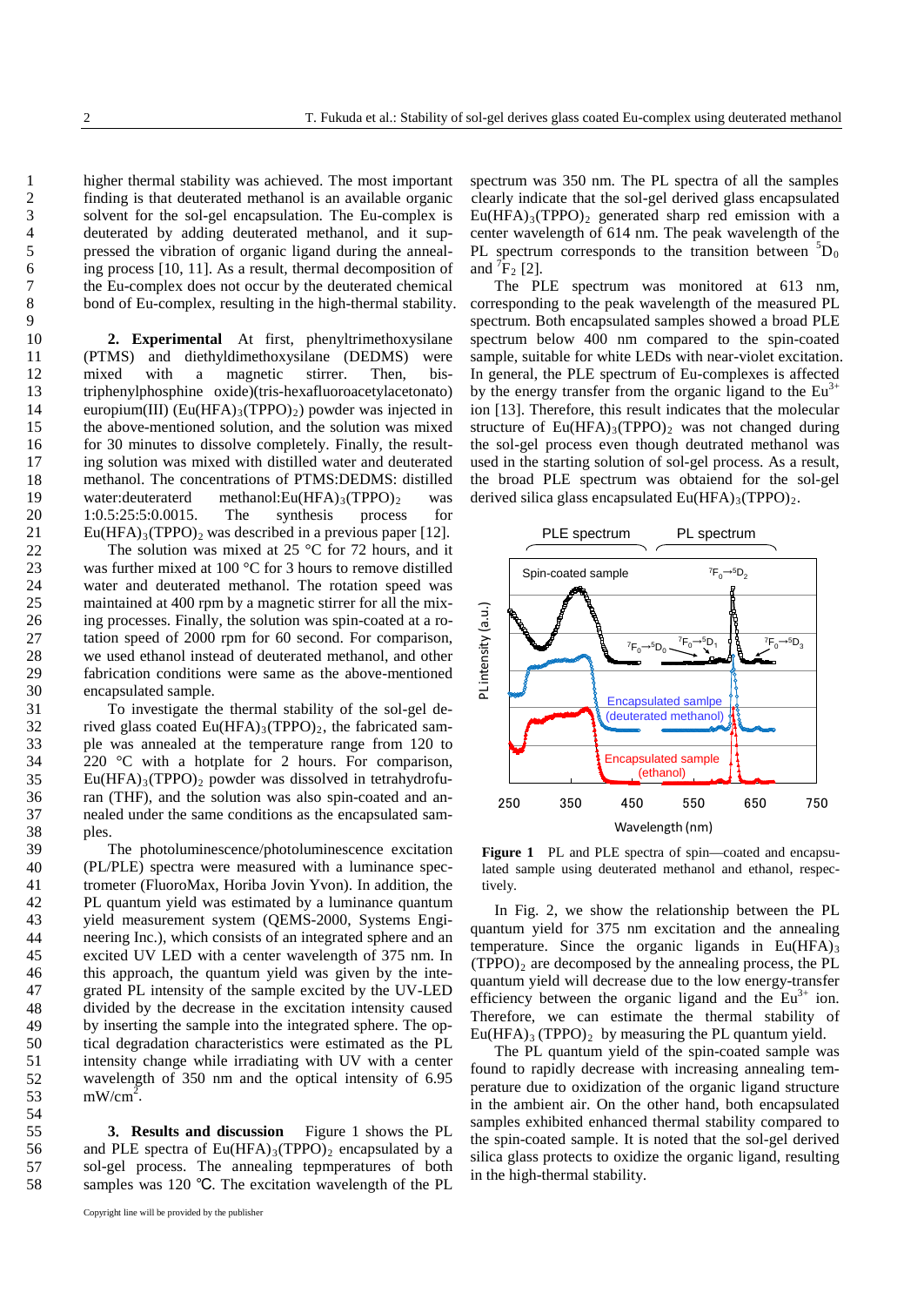higher thermal stability was achieved. The most important finding is that deuterated methanol is an available organic solvent for the sol-gel encapsulation. The Eu-complex is deuterated by adding deuterated methanol, and it suppressed the vibration of organic ligand during the annealing process [10, 11]. As a result, thermal decomposition of the Eu-complex does not occur by the deuterated chemical bond of Eu-complex, resulting in the high-thermal stability.

**2. Experimental** At first, phenyltrimethoxysilane (PTMS) and diethyldimethoxysilane (DEDMS) were mixed with a magnetic stirrer. Then, bis-triphenylphosphine oxide)(tris-hexafluoroacetylacetonato) europium(III) ($Eu(HFA)_3(TPPO)_2$) powder was injected in the above-mentioned solution, and the solution was mixed for 30 minutes to dissolve completely. Finally, the resulting solution was mixed with distilled water and deuterated methanol. The concentrations of PTMS:DEDMS: distilled water:deuteraterd methanol:$Eu(HFA)_3(TPPO)_2$ was 1:0.5:25:5:0.0015. The synthesis process for $Eu(HFA)_3(TPPO)_2$ was described in a previous paper [12].

The solution was mixed at 25 °C for 72 hours, and it was further mixed at 100 °C for 3 hours to remove distilled water and deuterated methanol. The rotation speed was maintained at 400 rpm by a magnetic stirrer for all the mixing processes. Finally, the solution was spin-coated at a rotation speed of 2000 rpm for 60 second. For comparison, we used ethanol instead of deuterated methanol, and other fabrication conditions were same as the above-mentioned encapsulated sample.

To investigate the thermal stability of the sol-gel derived glass coated $Eu(HFA)_3(TPPO)_2$, the fabricated sample was annealed at the temperature range from 120 to 220 °C with a hotplate for 2 hours. For comparison, $Eu(HFA)_3(TPPO)_2$ powder was dissolved in tetrahydrofuran (THF), and the solution was also spin-coated and annealed under the same conditions as the encapsulated samples.

The photoluminescence/photoluminescence excitation (PL/PLE) spectra were measured with a luminance spectrometer (FluoroMax, Horiba Jovin Yvon). In addition, the PL quantum yield was estimated by a luminance quantum yield measurement system (QEMS-2000, Systems Engineering Inc.), which consists of an integrated sphere and an excited UV LED with a center wavelength of 375 nm. In this approach, the quantum yield was given by the integrated PL intensity of the sample excited by the UV-LED divided by the decrease in the excitation intensity caused by inserting the sample into the integrated sphere. The optical degradation characteristics were estimated as the PL intensity change while irradiating with UV with a center wavelength of 350 nm and the optical intensity of 6.95 $mW/cm^2$.

**3. Results and discussion** Figure 1 shows the PL and PLE spectra of $Eu(HFA)_3(TPPO)_2$ encapsulated by a sol-gel process. The annealing tepmperatures of both samples was 120 ℃. The excitation wavelength of the PL spectrum was 350 nm. The PL spectra of all the samples clearly indicate that the sol-gel derived glass encapsulated $Eu(HFA)_3(TPPO)_2$ generated sharp red emission with a center wavelength of 614 nm. The peak wavelength of the PL spectrum corresponds to the transition between $^5D_0$ and $^7F_2$ [2].

The PLE spectrum was monitored at 613 nm, corresponding to the peak wavelength of the measured PL spectrum. Both encapsulated samples showed a broad PLE spectrum below 400 nm compared to the spin-coated sample, suitable for white LEDs with near-violet excitation. In general, the PLE spectrum of Eu-complexes is affected by the energy transfer from the organic ligand to the $Eu^{3+}$ ion [13]. Therefore, this result indicates that the molecular structure of $Eu(HFA)_3(TPPO)_2$ was not changed during the sol-gel process even though deutrated methanol was used in the starting solution of sol-gel process. As a result, the broad PLE spectrum was obtaiend for the sol-gel derived silica glass encapsulated $Eu(HFA)_3(TPPO)_2$.

**Figure 1** PL and PLE spectra of spin—coated and encapsulated sample using deuterated methanol and ethanol, respectively.

In Fig. 2, we show the relationship between the PL quantum yield for 375 nm excitation and the annealing temperature. Since the organic ligands in $Eu(HFA)_3(TPPO)_2$ are decomposed by the annealing process, the PL quantum yield will decrease due to the low energy-transfer efficiency between the organic ligand and the $Eu^{3+}$ ion. Therefore, we can estimate the thermal stability of $Eu(HFA)_3(TPPO)_2$ by measuring the PL quantum yield.

The PL quantum yield of the spin-coated sample was found to rapidly decrease with increasing annealing temperature due to oxidization of the organic ligand structure in the ambient air. On the other hand, both encapsulated samples exhibited enhanced thermal stability compared to the spin-coated sample. It is noted that the sol-gel derived silica glass protects to oxidize the organic ligand, resulting in the high-thermal stability.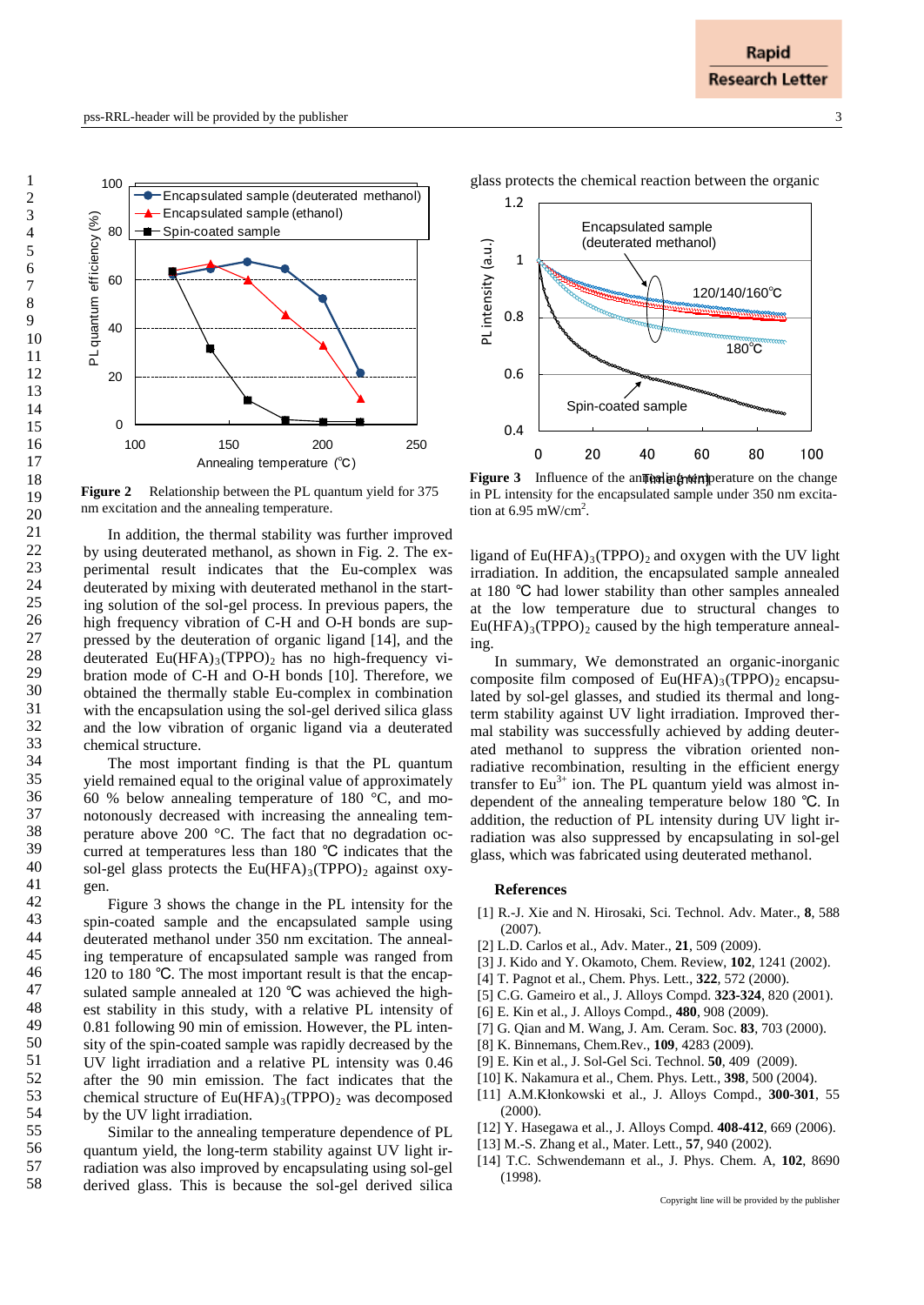100
80
60
40
20
0
100
150
200
250
PL quantum efficiency (%)
Annealing temperature (℃)
Encapsulated sample (deuterated methanol)
Encapsulated sample (ethanol)
Spin-coated sample

**Figure 2** Relationship between the PL quantum yield for 375 nm excitation and the annealing temperature.

In addition, the thermal stability was further improved by using deuterated methanol, as shown in Fig. 2. The experimental result indicates that the Eu-complex was deuterated by mixing with deuterated methanol in the starting solution of the sol-gel process. In previous papers, the high frequency vibration of C-H and O-H bonds are suppressed by the deuteration of organic ligand [14], and the deuterated $Eu(HFA)_3(TPPO)_2$ has no high-frequency vibration mode of C-H and O-H bonds [10]. Therefore, we obtained the thermally stable Eu-complex in combination with the encapsulation using the sol-gel derived silica glass and the low vibration of organic ligand via a deuterated chemical structure.

The most important finding is that the PL quantum yield remained equal to the original value of approximately 60 % below annealing temperature of 180 °C, and monotonously decreased with increasing the annealing temperature above 200 °C. The fact that no degradation occurred at temperatures less than 180 ℃ indicates that the sol-gel glass protects the $Eu(HFA)_3(TPPO)_2$ against oxygen.

Figure 3 shows the change in the PL intensity for the spin-coated sample and the encapsulated sample using deuterated methanol under 350 nm excitation. The annealing temperature of encapsulated sample was ranged from 120 to 180 ℃. The most important result is that the encapsulated sample annealed at 120 ℃ was achieved the highest stability in this study, with a relative PL intensity of 0.81 following 90 min of emission. However, the PL intensity of the spin-coated sample was rapidly decreased by the UV light irradiation and a relative PL intensity was 0.46 after the 90 min emission. The fact indicates that the chemical structure of $Eu(HFA)_3(TPPO)_2$ was decomposed by the UV light irradiation.

Similar to the annealing temperature dependence of PL quantum yield, the long-term stability against UV light irradiation was also improved by encapsulating using sol-gel derived glass. This is because the sol-gel derived silica glass protects the chemical reaction between the organic

1.2
1
0.8
0.6
0.4
0
20
40
60
80
100
PL intensity (a.u.)
Time (min)
Encapsulated sample (deuterated methanol)
120/140/160℃
180℃
Spin-coated sample

**Figure 3** Influence of the annealing temperature on the change in PL intensity for the encapsulated sample under 350 nm excitation at 6.95 mW/cm$^2$.

ligand of $Eu(HFA)_3(TPPO)_2$ and oxygen with the UV light irradiation. In addition, the encapsulated sample annealed at 180 ℃ had lower stability than other samples annealed at the low temperature due to structural changes to $Eu(HFA)_3(TPPO)_2$ caused by the high temperature annealing.

In summary, We demonstrated an organic-inorganic composite film composed of $Eu(HFA)_3(TPPO)_2$ encapsulated by sol-gel glasses, and studied its thermal and long-term stability against UV light irradiation. Improved thermal stability was successfully achieved by adding deuterated methanol to suppress the vibration oriented non-radiative recombination, resulting in the efficient energy transfer to $Eu^{3+}$ ion. The PL quantum yield was almost independent of the annealing temperature below 180 ℃. In addition, the reduction of PL intensity during UV light irradiation was also suppressed by encapsulating in sol-gel glass, which was fabricated using deuterated methanol.

## References

[1] R.-J. Xie and N. Hirosaki, Sci. Technol. Adv. Mater., **8**, 588 (2007).
[2] L.D. Carlos et al., Adv. Mater., **21**, 509 (2009).
[3] J. Kido and Y. Okamoto, Chem. Review, **102**, 1241 (2002).
[4] T. Pagnot et al., Chem. Phys. Lett., **322**, 572 (2000).
[5] C.G. Gameiro et al., J. Alloys Compd. **323-324**, 820 (2001).
[6] E. Kin et al., J. Alloys Compd., **480**, 908 (2009).
[7] G. Qian and M. Wang, J. Am. Ceram. Soc. **83**, 703 (2000).
[8] K. Binnemans, Chem.Rev., **109**, 4283 (2009).
[9] E. Kin et al., J. Sol-Gel Sci. Technol. **50**, 409 (2009).
[10] K. Nakamura et al., Chem. Phys. Lett., **398**, 500 (2004).
[11] A.M.Kłonkowski et al., J. Alloys Compd., **300-301**, 55 (2000).
[12] Y. Hasegawa et al., J. Alloys Compd. **408-412**, 669 (2006).
[13] M.-S. Zhang et al., Mater. Lett., **57**, 940 (2002).
[14] T.C. Schwendemann et al., J. Phys. Chem. A, **102**, 8690 (1998).